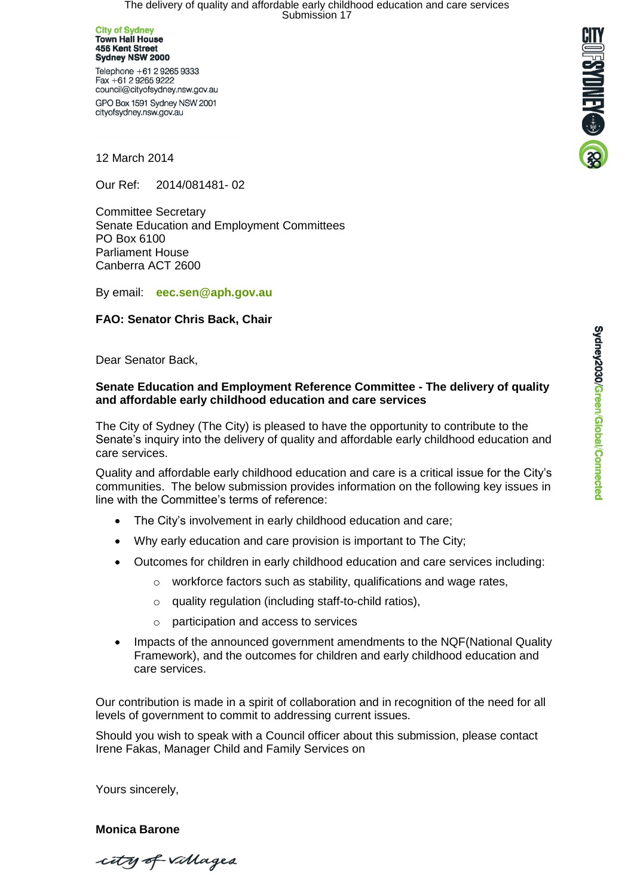City of Sydney
**Town Hall House**
**456 Kent Street**
**Sydney NSW 2000**

Telephone +61 2 9265 9333
Fax +61 2 9265 9222
council@cityofsydney.nsw.gov.au

GPO Box 1591 Sydney NSW 2001
cityofsydney.nsw.gov.au

12 March 2014

Our Ref: 2014/081481- 02

Committee Secretary
Senate Education and Employment Committees
PO Box 6100
Parliament House
Canberra ACT 2600

By email: **eec.sen@aph.gov.au**

**FAO: Senator Chris Back, Chair**

Dear Senator Back,

**Senate Education and Employment Reference Committee - The delivery of quality and affordable early childhood education and care services**

The City of Sydney (The City) is pleased to have the opportunity to contribute to the Senate's inquiry into the delivery of quality and affordable early childhood education and care services.

Quality and affordable early childhood education and care is a critical issue for the City's communities. The below submission provides information on the following key issues in line with the Committee's terms of reference:

- The City's involvement in early childhood education and care;
- Why early education and care provision is important to The City;
- Outcomes for children in early childhood education and care services including:
  - workforce factors such as stability, qualifications and wage rates,
  - quality regulation (including staff-to-child ratios),
  - participation and access to services
- Impacts of the announced government amendments to the NQF(National Quality Framework), and the outcomes for children and early childhood education and care services.

Our contribution is made in a spirit of collaboration and in recognition of the need for all levels of government to commit to addressing current issues.

Should you wish to speak with a Council officer about this submission, please contact Irene Fakas, Manager Child and Family Services on

Yours sincerely,

**Monica Barone**

Sydney2030/Green/Global/Connected

city of villages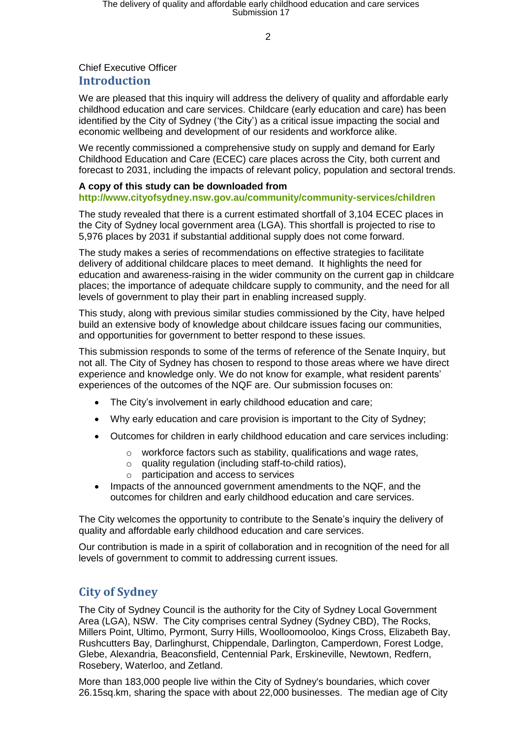Chief Executive Officer

## Introduction

We are pleased that this inquiry will address the delivery of quality and affordable early childhood education and care services. Childcare (early education and care) has been identified by the City of Sydney ('the City') as a critical issue impacting the social and economic wellbeing and development of our residents and workforce alike.

We recently commissioned a comprehensive study on supply and demand for Early Childhood Education and Care (ECEC) care places across the City, both current and forecast to 2031, including the impacts of relevant policy, population and sectoral trends.

**A copy of this study can be downloaded from**
**http://www.cityofsydney.nsw.gov.au/community/community-services/children**

The study revealed that there is a current estimated shortfall of 3,104 ECEC places in the City of Sydney local government area (LGA). This shortfall is projected to rise to 5,976 places by 2031 if substantial additional supply does not come forward.

The study makes a series of recommendations on effective strategies to facilitate delivery of additional childcare places to meet demand. It highlights the need for education and awareness-raising in the wider community on the current gap in childcare places; the importance of adequate childcare supply to community, and the need for all levels of government to play their part in enabling increased supply.

This study, along with previous similar studies commissioned by the City, have helped build an extensive body of knowledge about childcare issues facing our communities, and opportunities for government to better respond to these issues.

This submission responds to some of the terms of reference of the Senate Inquiry, but not all. The City of Sydney has chosen to respond to those areas where we have direct experience and knowledge only. We do not know for example, what resident parents' experiences of the outcomes of the NQF are. Our submission focuses on:

- The City's involvement in early childhood education and care;
- Why early education and care provision is important to the City of Sydney;
- Outcomes for children in early childhood education and care services including:
  - workforce factors such as stability, qualifications and wage rates,
  - quality regulation (including staff-to-child ratios),
  - participation and access to services
- Impacts of the announced government amendments to the NQF, and the outcomes for children and early childhood education and care services.

The City welcomes the opportunity to contribute to the Senate's inquiry the delivery of quality and affordable early childhood education and care services.

Our contribution is made in a spirit of collaboration and in recognition of the need for all levels of government to commit to addressing current issues.

## City of Sydney

The City of Sydney Council is the authority for the City of Sydney Local Government Area (LGA), NSW. The City comprises central Sydney (Sydney CBD), The Rocks, Millers Point, Ultimo, Pyrmont, Surry Hills, Woolloomooloo, Kings Cross, Elizabeth Bay, Rushcutters Bay, Darlinghurst, Chippendale, Darlington, Camperdown, Forest Lodge, Glebe, Alexandria, Beaconsfield, Centennial Park, Erskineville, Newtown, Redfern, Rosebery, Waterloo, and Zetland.

More than 183,000 people live within the City of Sydney's boundaries, which cover 26.15sq.km, sharing the space with about 22,000 businesses. The median age of City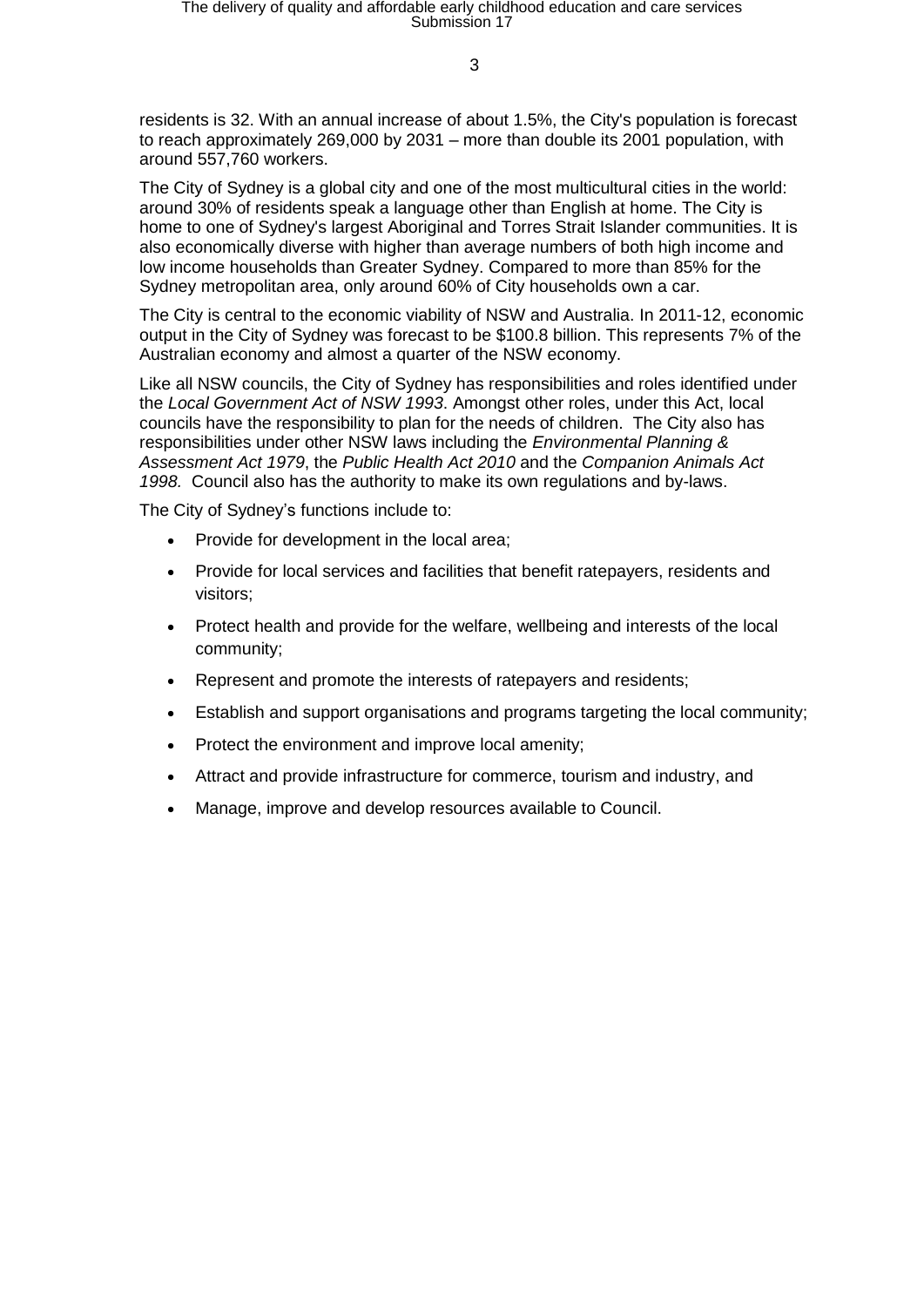residents is 32. With an annual increase of about 1.5%, the City's population is forecast to reach approximately 269,000 by 2031 – more than double its 2001 population, with around 557,760 workers.

The City of Sydney is a global city and one of the most multicultural cities in the world: around 30% of residents speak a language other than English at home. The City is home to one of Sydney's largest Aboriginal and Torres Strait Islander communities. It is also economically diverse with higher than average numbers of both high income and low income households than Greater Sydney. Compared to more than 85% for the Sydney metropolitan area, only around 60% of City households own a car.

The City is central to the economic viability of NSW and Australia. In 2011-12, economic output in the City of Sydney was forecast to be $100.8 billion. This represents 7% of the Australian economy and almost a quarter of the NSW economy.

Like all NSW councils, the City of Sydney has responsibilities and roles identified under the *Local Government Act of NSW 1993*. Amongst other roles, under this Act, local councils have the responsibility to plan for the needs of children. The City also has responsibilities under other NSW laws including the *Environmental Planning & Assessment Act 1979*, the *Public Health Act 2010* and the *Companion Animals Act 1998.* Council also has the authority to make its own regulations and by-laws.

The City of Sydney's functions include to:

- Provide for development in the local area;
- Provide for local services and facilities that benefit ratepayers, residents and visitors;
- Protect health and provide for the welfare, wellbeing and interests of the local community;
- Represent and promote the interests of ratepayers and residents;
- Establish and support organisations and programs targeting the local community;
- Protect the environment and improve local amenity;
- Attract and provide infrastructure for commerce, tourism and industry, and
- Manage, improve and develop resources available to Council.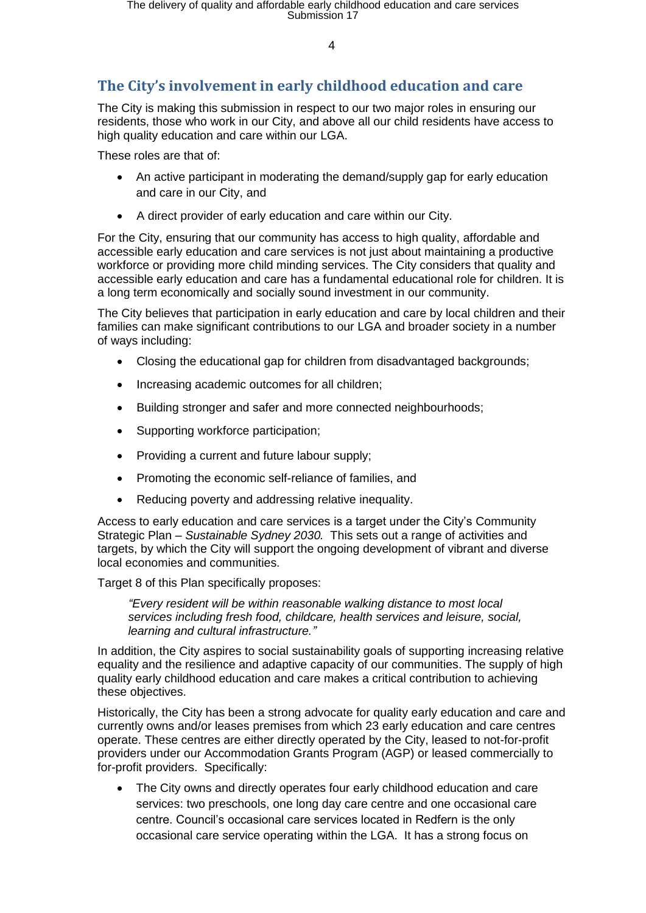## The City's involvement in early childhood education and care

The City is making this submission in respect to our two major roles in ensuring our residents, those who work in our City, and above all our child residents have access to high quality education and care within our LGA.

These roles are that of:

- An active participant in moderating the demand/supply gap for early education and care in our City, and
- A direct provider of early education and care within our City.

For the City, ensuring that our community has access to high quality, affordable and accessible early education and care services is not just about maintaining a productive workforce or providing more child minding services. The City considers that quality and accessible early education and care has a fundamental educational role for children. It is a long term economically and socially sound investment in our community.

The City believes that participation in early education and care by local children and their families can make significant contributions to our LGA and broader society in a number of ways including:

- Closing the educational gap for children from disadvantaged backgrounds;
- Increasing academic outcomes for all children;
- Building stronger and safer and more connected neighbourhoods;
- Supporting workforce participation;
- Providing a current and future labour supply;
- Promoting the economic self-reliance of families, and
- Reducing poverty and addressing relative inequality.

Access to early education and care services is a target under the City's Community Strategic Plan – *Sustainable Sydney 2030.* This sets out a range of activities and targets, by which the City will support the ongoing development of vibrant and diverse local economies and communities.

Target 8 of this Plan specifically proposes:

> *"Every resident will be within reasonable walking distance to most local services including fresh food, childcare, health services and leisure, social, learning and cultural infrastructure."*

In addition, the City aspires to social sustainability goals of supporting increasing relative equality and the resilience and adaptive capacity of our communities. The supply of high quality early childhood education and care makes a critical contribution to achieving these objectives.

Historically, the City has been a strong advocate for quality early education and care and currently owns and/or leases premises from which 23 early education and care centres operate. These centres are either directly operated by the City, leased to not-for-profit providers under our Accommodation Grants Program (AGP) or leased commercially to for-profit providers. Specifically:

- The City owns and directly operates four early childhood education and care services: two preschools, one long day care centre and one occasional care centre. Council's occasional care services located in Redfern is the only occasional care service operating within the LGA. It has a strong focus on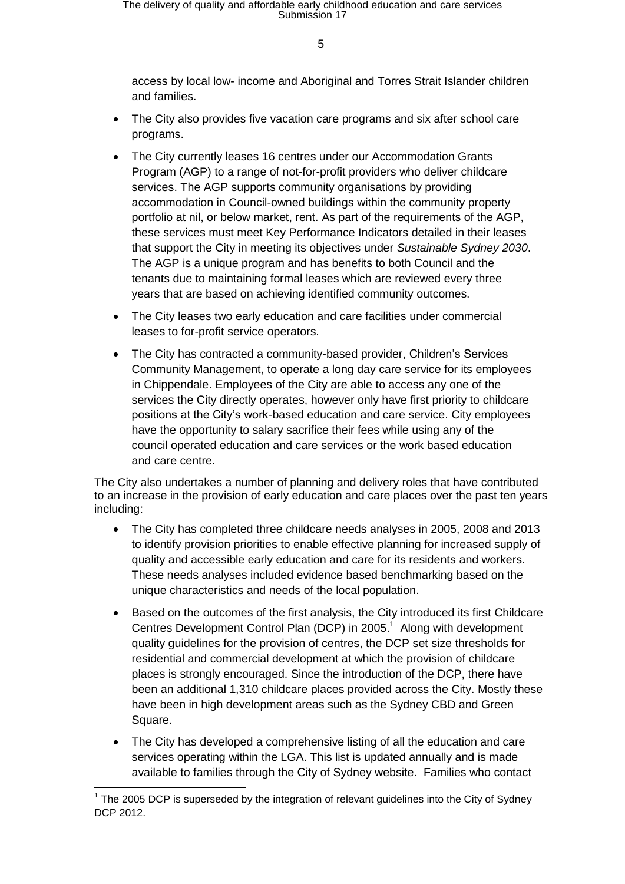access by local low- income and Aboriginal and Torres Strait Islander children and families.

- The City also provides five vacation care programs and six after school care programs.
- The City currently leases 16 centres under our Accommodation Grants Program (AGP) to a range of not-for-profit providers who deliver childcare services. The AGP supports community organisations by providing accommodation in Council-owned buildings within the community property portfolio at nil, or below market, rent. As part of the requirements of the AGP, these services must meet Key Performance Indicators detailed in their leases that support the City in meeting its objectives under *Sustainable Sydney 2030*. The AGP is a unique program and has benefits to both Council and the tenants due to maintaining formal leases which are reviewed every three years that are based on achieving identified community outcomes.
- The City leases two early education and care facilities under commercial leases to for-profit service operators.
- The City has contracted a community-based provider, Children's Services Community Management, to operate a long day care service for its employees in Chippendale. Employees of the City are able to access any one of the services the City directly operates, however only have first priority to childcare positions at the City's work-based education and care service. City employees have the opportunity to salary sacrifice their fees while using any of the council operated education and care services or the work based education and care centre.

The City also undertakes a number of planning and delivery roles that have contributed to an increase in the provision of early education and care places over the past ten years including:

- The City has completed three childcare needs analyses in 2005, 2008 and 2013 to identify provision priorities to enable effective planning for increased supply of quality and accessible early education and care for its residents and workers. These needs analyses included evidence based benchmarking based on the unique characteristics and needs of the local population.
- Based on the outcomes of the first analysis, the City introduced its first Childcare Centres Development Control Plan (DCP) in 2005.[1] Along with development quality guidelines for the provision of centres, the DCP set size thresholds for residential and commercial development at which the provision of childcare places is strongly encouraged. Since the introduction of the DCP, there have been an additional 1,310 childcare places provided across the City. Mostly these have been in high development areas such as the Sydney CBD and Green Square.
- The City has developed a comprehensive listing of all the education and care services operating within the LGA. This list is updated annually and is made available to families through the City of Sydney website. Families who contact

[1] The 2005 DCP is superseded by the integration of relevant guidelines into the City of Sydney DCP 2012.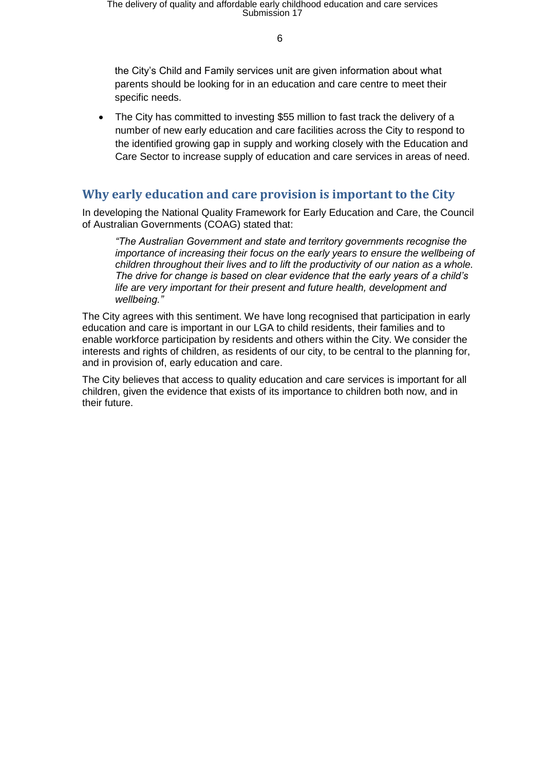the City's Child and Family services unit are given information about what parents should be looking for in an education and care centre to meet their specific needs.

- The City has committed to investing $55 million to fast track the delivery of a number of new early education and care facilities across the City to respond to the identified growing gap in supply and working closely with the Education and Care Sector to increase supply of education and care services in areas of need.

## Why early education and care provision is important to the City

In developing the National Quality Framework for Early Education and Care, the Council of Australian Governments (COAG) stated that:

> *"The Australian Government and state and territory governments recognise the importance of increasing their focus on the early years to ensure the wellbeing of children throughout their lives and to lift the productivity of our nation as a whole. The drive for change is based on clear evidence that the early years of a child's life are very important for their present and future health, development and wellbeing."*

The City agrees with this sentiment. We have long recognised that participation in early education and care is important in our LGA to child residents, their families and to enable workforce participation by residents and others within the City. We consider the interests and rights of children, as residents of our city, to be central to the planning for, and in provision of, early education and care.

The City believes that access to quality education and care services is important for all children, given the evidence that exists of its importance to children both now, and in their future.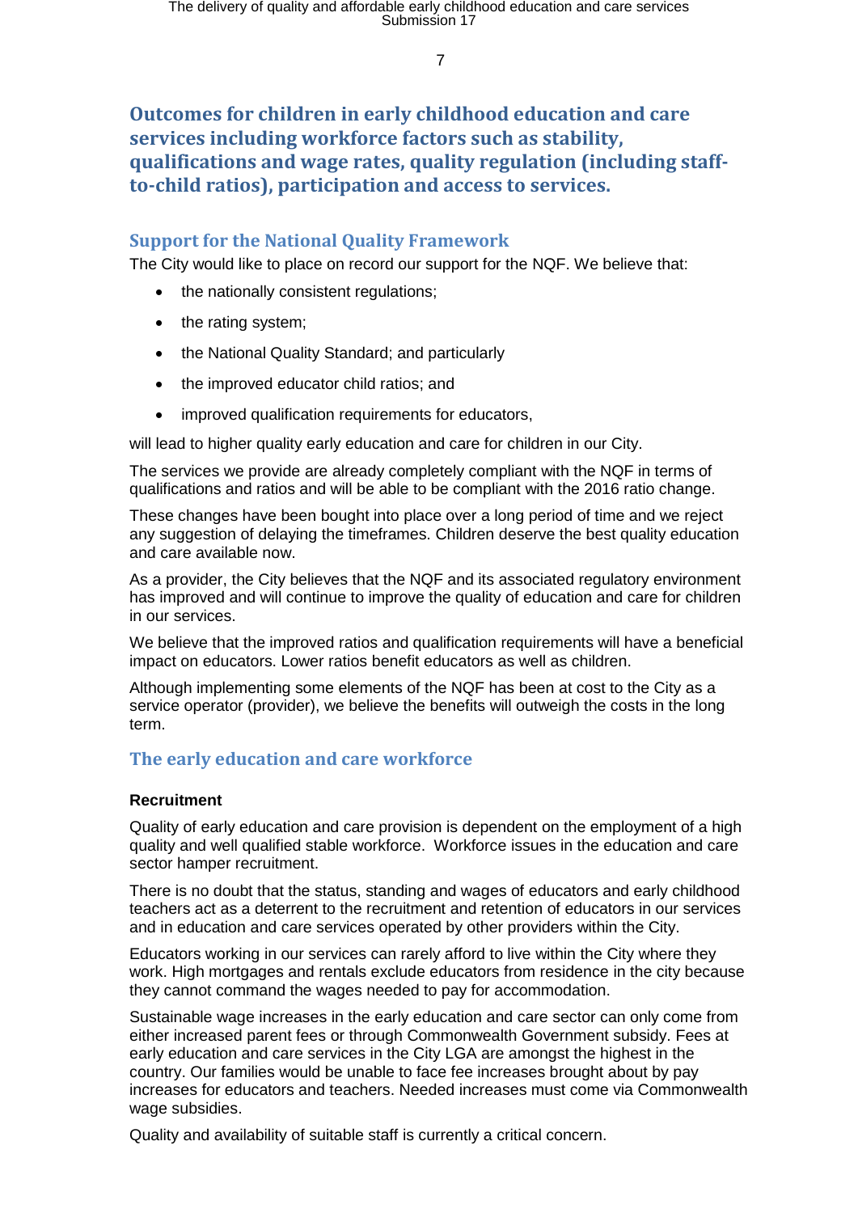## Outcomes for children in early childhood education and care services including workforce factors such as stability, qualifications and wage rates, quality regulation (including staff-to-child ratios), participation and access to services.

### Support for the National Quality Framework

The City would like to place on record our support for the NQF. We believe that:

- the nationally consistent regulations;
- the rating system;
- the National Quality Standard; and particularly
- the improved educator child ratios; and
- improved qualification requirements for educators,

will lead to higher quality early education and care for children in our City.

The services we provide are already completely compliant with the NQF in terms of qualifications and ratios and will be able to be compliant with the 2016 ratio change.

These changes have been bought into place over a long period of time and we reject any suggestion of delaying the timeframes. Children deserve the best quality education and care available now.

As a provider, the City believes that the NQF and its associated regulatory environment has improved and will continue to improve the quality of education and care for children in our services.

We believe that the improved ratios and qualification requirements will have a beneficial impact on educators. Lower ratios benefit educators as well as children.

Although implementing some elements of the NQF has been at cost to the City as a service operator (provider), we believe the benefits will outweigh the costs in the long term.

### The early education and care workforce

**Recruitment**

Quality of early education and care provision is dependent on the employment of a high quality and well qualified stable workforce. Workforce issues in the education and care sector hamper recruitment.

There is no doubt that the status, standing and wages of educators and early childhood teachers act as a deterrent to the recruitment and retention of educators in our services and in education and care services operated by other providers within the City.

Educators working in our services can rarely afford to live within the City where they work. High mortgages and rentals exclude educators from residence in the city because they cannot command the wages needed to pay for accommodation.

Sustainable wage increases in the early education and care sector can only come from either increased parent fees or through Commonwealth Government subsidy. Fees at early education and care services in the City LGA are amongst the highest in the country. Our families would be unable to face fee increases brought about by pay increases for educators and teachers. Needed increases must come via Commonwealth wage subsidies.

Quality and availability of suitable staff is currently a critical concern.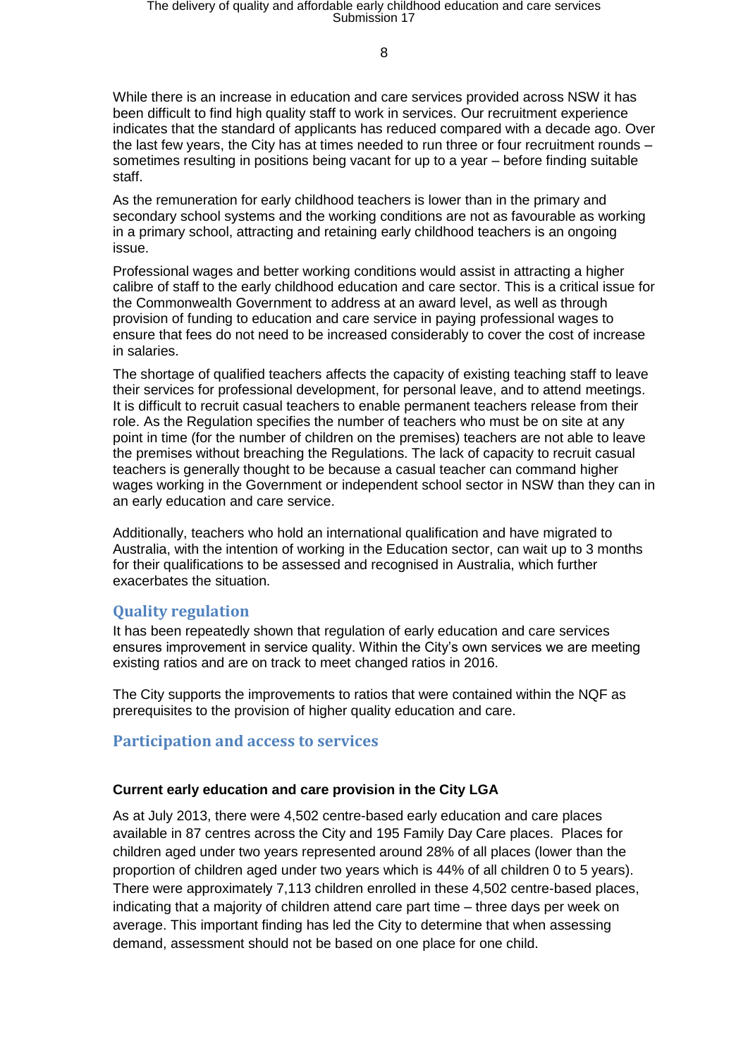While there is an increase in education and care services provided across NSW it has been difficult to find high quality staff to work in services. Our recruitment experience indicates that the standard of applicants has reduced compared with a decade ago. Over the last few years, the City has at times needed to run three or four recruitment rounds – sometimes resulting in positions being vacant for up to a year – before finding suitable staff.

As the remuneration for early childhood teachers is lower than in the primary and secondary school systems and the working conditions are not as favourable as working in a primary school, attracting and retaining early childhood teachers is an ongoing issue.

Professional wages and better working conditions would assist in attracting a higher calibre of staff to the early childhood education and care sector. This is a critical issue for the Commonwealth Government to address at an award level, as well as through provision of funding to education and care service in paying professional wages to ensure that fees do not need to be increased considerably to cover the cost of increase in salaries.

The shortage of qualified teachers affects the capacity of existing teaching staff to leave their services for professional development, for personal leave, and to attend meetings. It is difficult to recruit casual teachers to enable permanent teachers release from their role. As the Regulation specifies the number of teachers who must be on site at any point in time (for the number of children on the premises) teachers are not able to leave the premises without breaching the Regulations. The lack of capacity to recruit casual teachers is generally thought to be because a casual teacher can command higher wages working in the Government or independent school sector in NSW than they can in an early education and care service.

Additionally, teachers who hold an international qualification and have migrated to Australia, with the intention of working in the Education sector, can wait up to 3 months for their qualifications to be assessed and recognised in Australia, which further exacerbates the situation.

## Quality regulation

It has been repeatedly shown that regulation of early education and care services ensures improvement in service quality. Within the City's own services we are meeting existing ratios and are on track to meet changed ratios in 2016.

The City supports the improvements to ratios that were contained within the NQF as prerequisites to the provision of higher quality education and care.

## Participation and access to services

### Current early education and care provision in the City LGA

As at July 2013, there were 4,502 centre-based early education and care places available in 87 centres across the City and 195 Family Day Care places. Places for children aged under two years represented around 28% of all places (lower than the proportion of children aged under two years which is 44% of all children 0 to 5 years). There were approximately 7,113 children enrolled in these 4,502 centre-based places, indicating that a majority of children attend care part time – three days per week on average. This important finding has led the City to determine that when assessing demand, assessment should not be based on one place for one child.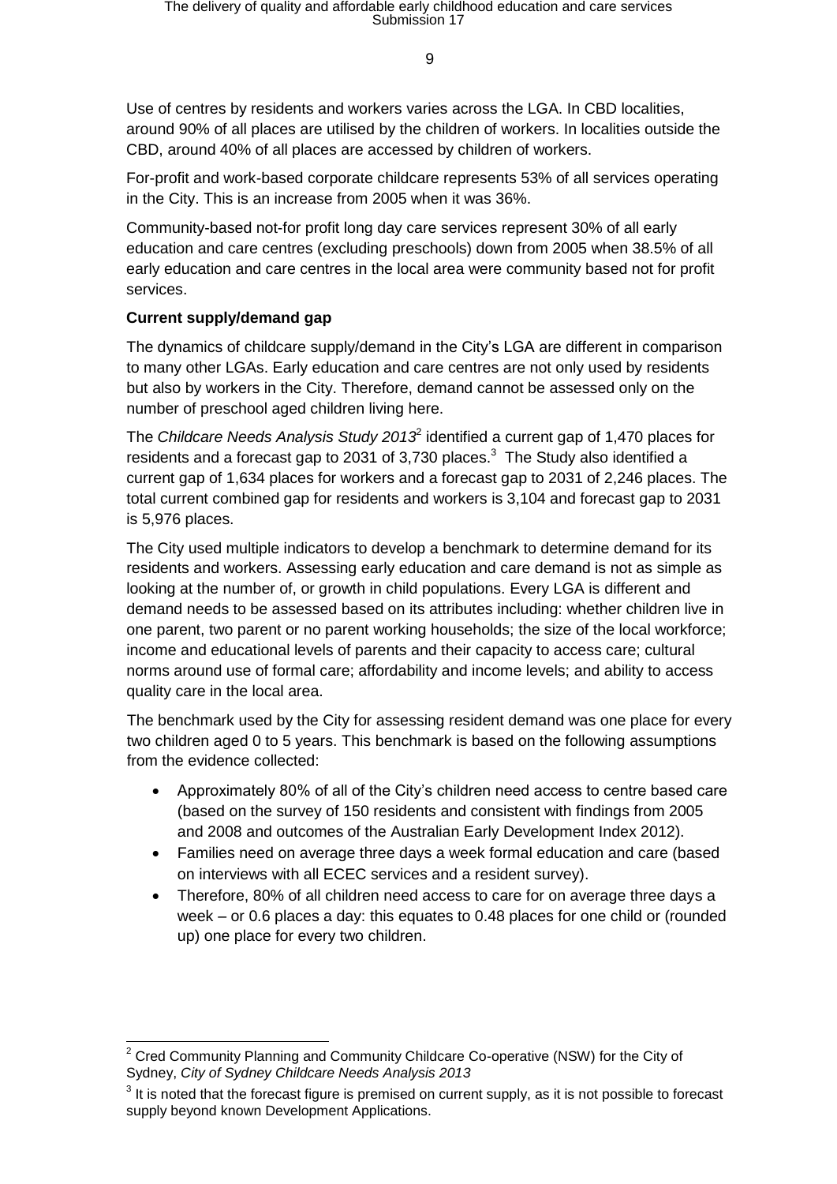Use of centres by residents and workers varies across the LGA. In CBD localities, around 90% of all places are utilised by the children of workers. In localities outside the CBD, around 40% of all places are accessed by children of workers.

For-profit and work-based corporate childcare represents 53% of all services operating in the City. This is an increase from 2005 when it was 36%.

Community-based not-for profit long day care services represent 30% of all early education and care centres (excluding preschools) down from 2005 when 38.5% of all early education and care centres in the local area were community based not for profit services.

**Current supply/demand gap**

The dynamics of childcare supply/demand in the City's LGA are different in comparison to many other LGAs. Early education and care centres are not only used by residents but also by workers in the City. Therefore, demand cannot be assessed only on the number of preschool aged children living here.

The *Childcare Needs Analysis Study 2013*[2] identified a current gap of 1,470 places for residents and a forecast gap to 2031 of 3,730 places.[3] The Study also identified a current gap of 1,634 places for workers and a forecast gap to 2031 of 2,246 places. The total current combined gap for residents and workers is 3,104 and forecast gap to 2031 is 5,976 places.

The City used multiple indicators to develop a benchmark to determine demand for its residents and workers. Assessing early education and care demand is not as simple as looking at the number of, or growth in child populations. Every LGA is different and demand needs to be assessed based on its attributes including: whether children live in one parent, two parent or no parent working households; the size of the local workforce; income and educational levels of parents and their capacity to access care; cultural norms around use of formal care; affordability and income levels; and ability to access quality care in the local area.

The benchmark used by the City for assessing resident demand was one place for every two children aged 0 to 5 years. This benchmark is based on the following assumptions from the evidence collected:

- Approximately 80% of all of the City's children need access to centre based care (based on the survey of 150 residents and consistent with findings from 2005 and 2008 and outcomes of the Australian Early Development Index 2012).
- Families need on average three days a week formal education and care (based on interviews with all ECEC services and a resident survey).
- Therefore, 80% of all children need access to care for on average three days a week – or 0.6 places a day: this equates to 0.48 places for one child or (rounded up) one place for every two children.

---

[2] Cred Community Planning and Community Childcare Co-operative (NSW) for the City of Sydney, *City of Sydney Childcare Needs Analysis 2013*

[3] It is noted that the forecast figure is premised on current supply, as it is not possible to forecast supply beyond known Development Applications.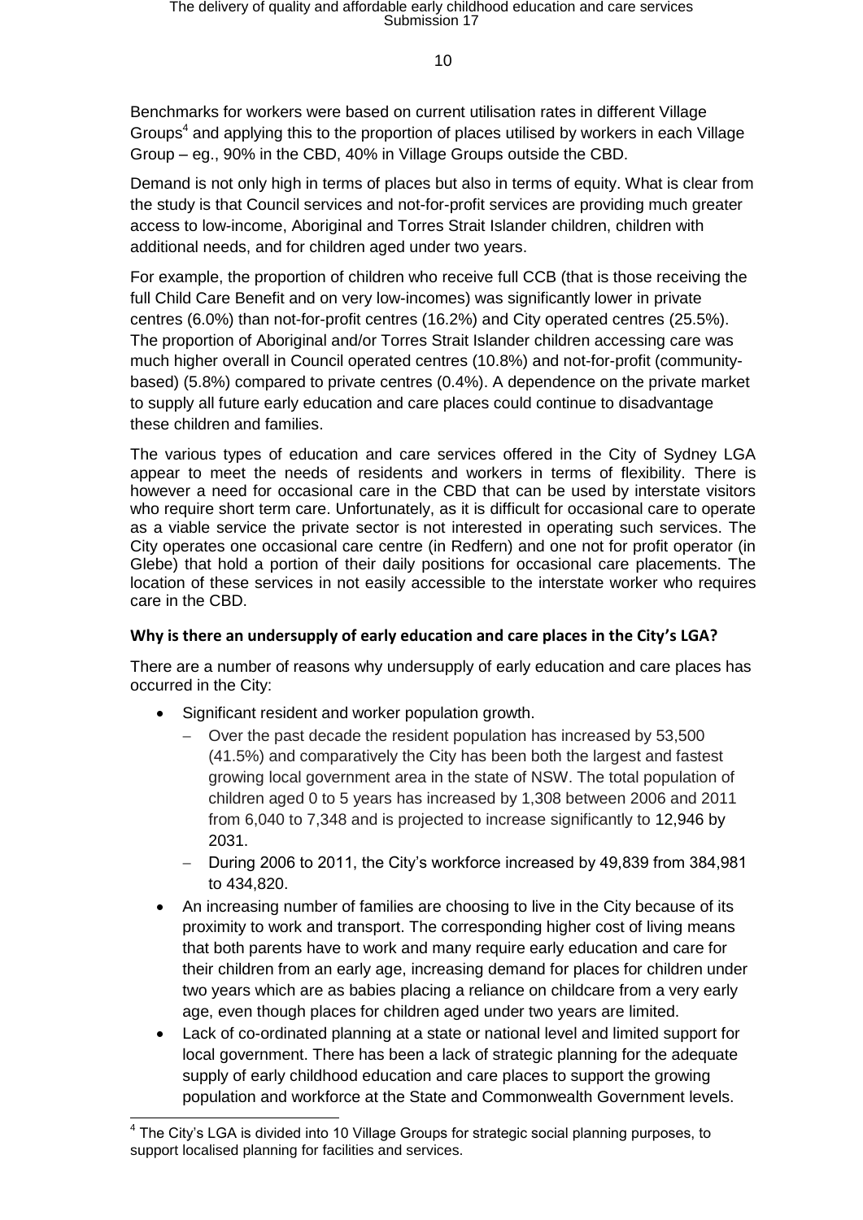Benchmarks for workers were based on current utilisation rates in different Village Groups[4] and applying this to the proportion of places utilised by workers in each Village Group – eg., 90% in the CBD, 40% in Village Groups outside the CBD.

Demand is not only high in terms of places but also in terms of equity. What is clear from the study is that Council services and not-for-profit services are providing much greater access to low-income, Aboriginal and Torres Strait Islander children, children with additional needs, and for children aged under two years.

For example, the proportion of children who receive full CCB (that is those receiving the full Child Care Benefit and on very low-incomes) was significantly lower in private centres (6.0%) than not-for-profit centres (16.2%) and City operated centres (25.5%). The proportion of Aboriginal and/or Torres Strait Islander children accessing care was much higher overall in Council operated centres (10.8%) and not-for-profit (community-based) (5.8%) compared to private centres (0.4%). A dependence on the private market to supply all future early education and care places could continue to disadvantage these children and families.

The various types of education and care services offered in the City of Sydney LGA appear to meet the needs of residents and workers in terms of flexibility. There is however a need for occasional care in the CBD that can be used by interstate visitors who require short term care. Unfortunately, as it is difficult for occasional care to operate as a viable service the private sector is not interested in operating such services. The City operates one occasional care centre (in Redfern) and one not for profit operator (in Glebe) that hold a portion of their daily positions for occasional care placements. The location of these services in not easily accessible to the interstate worker who requires care in the CBD.

**Why is there an undersupply of early education and care places in the City's LGA?**

There are a number of reasons why undersupply of early education and care places has occurred in the City:

- Significant resident and worker population growth.
  - Over the past decade the resident population has increased by 53,500 (41.5%) and comparatively the City has been both the largest and fastest growing local government area in the state of NSW. The total population of children aged 0 to 5 years has increased by 1,308 between 2006 and 2011 from 6,040 to 7,348 and is projected to increase significantly to 12,946 by 2031.
  - During 2006 to 2011, the City's workforce increased by 49,839 from 384,981 to 434,820.
- An increasing number of families are choosing to live in the City because of its proximity to work and transport. The corresponding higher cost of living means that both parents have to work and many require early education and care for their children from an early age, increasing demand for places for children under two years which are as babies placing a reliance on childcare from a very early age, even though places for children aged under two years are limited.
- Lack of co-ordinated planning at a state or national level and limited support for local government. There has been a lack of strategic planning for the adequate supply of early childhood education and care places to support the growing population and workforce at the State and Commonwealth Government levels.

[4] The City's LGA is divided into 10 Village Groups for strategic social planning purposes, to support localised planning for facilities and services.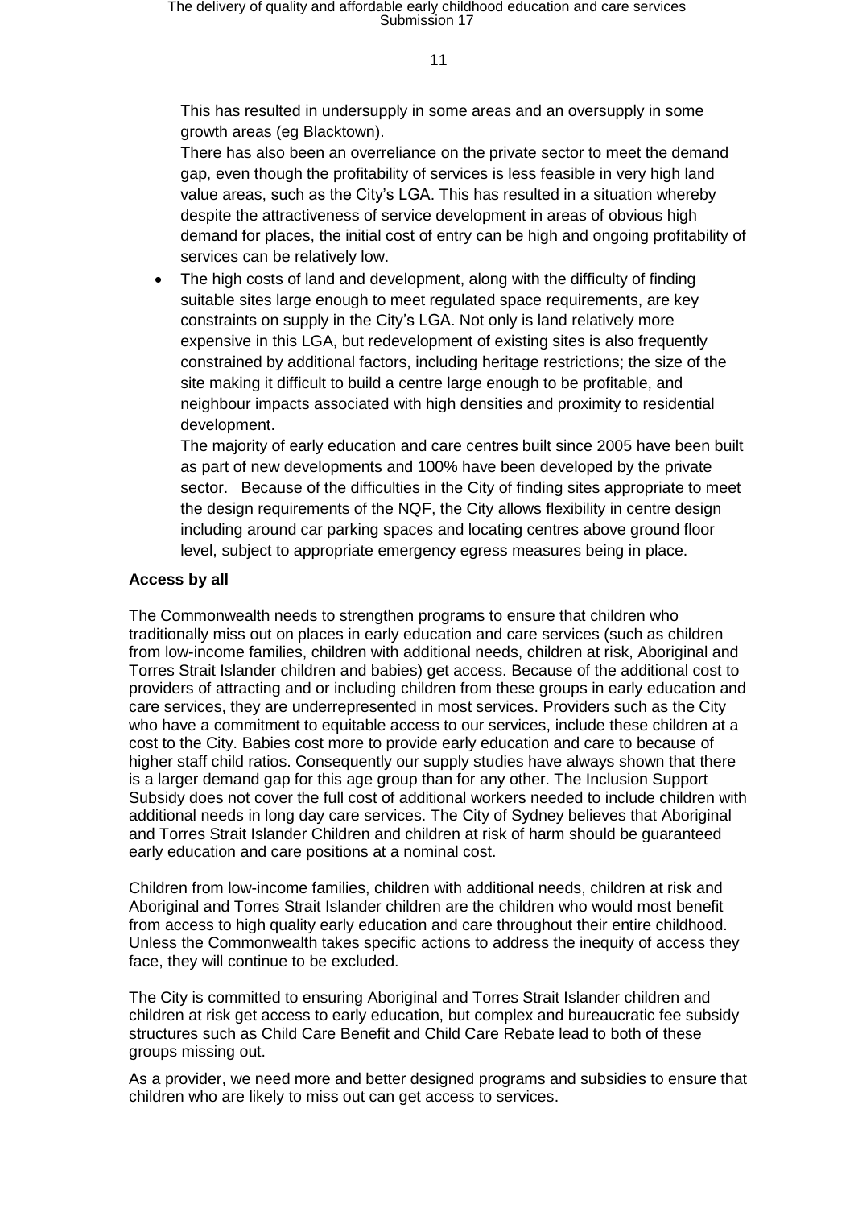This has resulted in undersupply in some areas and an oversupply in some growth areas (eg Blacktown).

There has also been an overreliance on the private sector to meet the demand gap, even though the profitability of services is less feasible in very high land value areas, such as the City's LGA. This has resulted in a situation whereby despite the attractiveness of service development in areas of obvious high demand for places, the initial cost of entry can be high and ongoing profitability of services can be relatively low.

- The high costs of land and development, along with the difficulty of finding suitable sites large enough to meet regulated space requirements, are key constraints on supply in the City's LGA. Not only is land relatively more expensive in this LGA, but redevelopment of existing sites is also frequently constrained by additional factors, including heritage restrictions; the size of the site making it difficult to build a centre large enough to be profitable, and neighbour impacts associated with high densities and proximity to residential development.

  The majority of early education and care centres built since 2005 have been built as part of new developments and 100% have been developed by the private sector. Because of the difficulties in the City of finding sites appropriate to meet the design requirements of the NQF, the City allows flexibility in centre design including around car parking spaces and locating centres above ground floor level, subject to appropriate emergency egress measures being in place.

**Access by all**

The Commonwealth needs to strengthen programs to ensure that children who traditionally miss out on places in early education and care services (such as children from low-income families, children with additional needs, children at risk, Aboriginal and Torres Strait Islander children and babies) get access. Because of the additional cost to providers of attracting and or including children from these groups in early education and care services, they are underrepresented in most services. Providers such as the City who have a commitment to equitable access to our services, include these children at a cost to the City. Babies cost more to provide early education and care to because of higher staff child ratios. Consequently our supply studies have always shown that there is a larger demand gap for this age group than for any other. The Inclusion Support Subsidy does not cover the full cost of additional workers needed to include children with additional needs in long day care services. The City of Sydney believes that Aboriginal and Torres Strait Islander Children and children at risk of harm should be guaranteed early education and care positions at a nominal cost.

Children from low-income families, children with additional needs, children at risk and Aboriginal and Torres Strait Islander children are the children who would most benefit from access to high quality early education and care throughout their entire childhood. Unless the Commonwealth takes specific actions to address the inequity of access they face, they will continue to be excluded.

The City is committed to ensuring Aboriginal and Torres Strait Islander children and children at risk get access to early education, but complex and bureaucratic fee subsidy structures such as Child Care Benefit and Child Care Rebate lead to both of these groups missing out.

As a provider, we need more and better designed programs and subsidies to ensure that children who are likely to miss out can get access to services.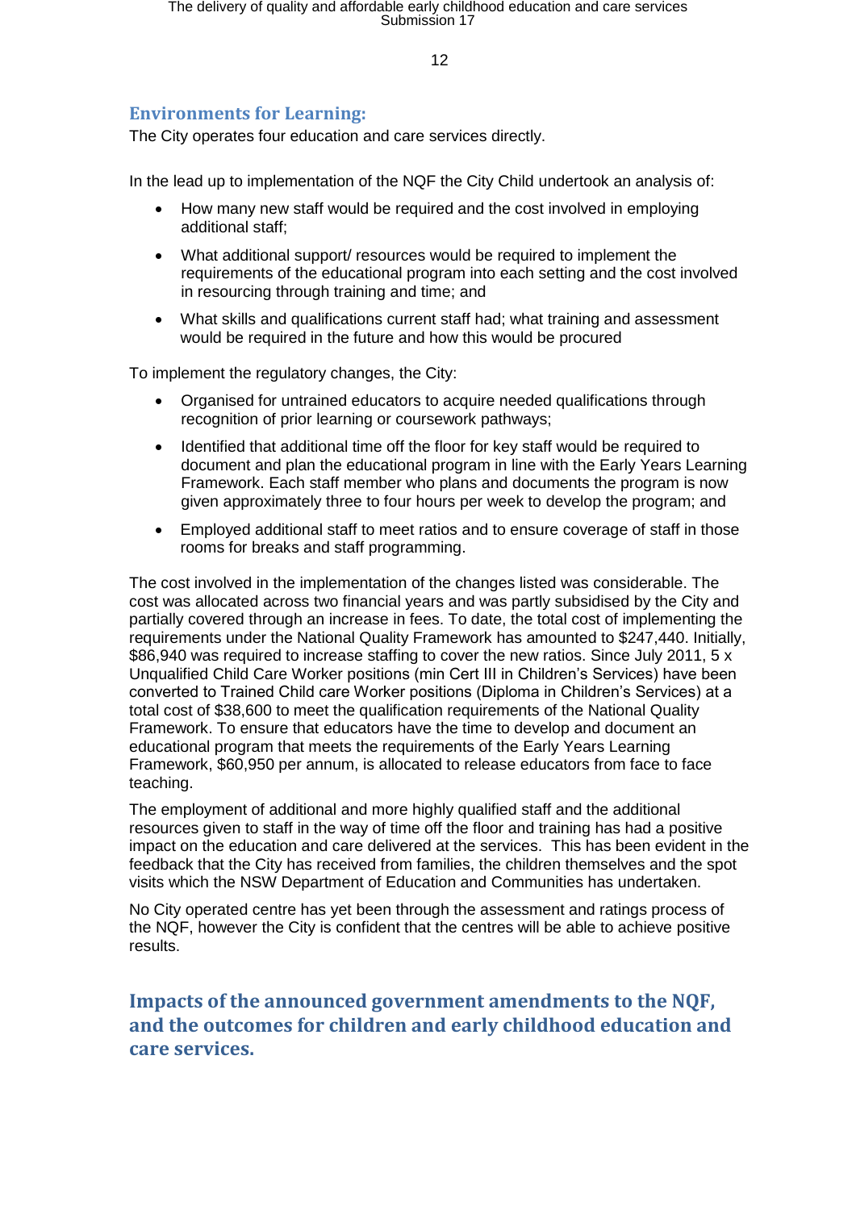## Environments for Learning:

The City operates four education and care services directly.

In the lead up to implementation of the NQF the City Child undertook an analysis of:

- How many new staff would be required and the cost involved in employing additional staff;
- What additional support/ resources would be required to implement the requirements of the educational program into each setting and the cost involved in resourcing through training and time; and
- What skills and qualifications current staff had; what training and assessment would be required in the future and how this would be procured

To implement the regulatory changes, the City:

- Organised for untrained educators to acquire needed qualifications through recognition of prior learning or coursework pathways;
- Identified that additional time off the floor for key staff would be required to document and plan the educational program in line with the Early Years Learning Framework. Each staff member who plans and documents the program is now given approximately three to four hours per week to develop the program; and
- Employed additional staff to meet ratios and to ensure coverage of staff in those rooms for breaks and staff programming.

The cost involved in the implementation of the changes listed was considerable. The cost was allocated across two financial years and was partly subsidised by the City and partially covered through an increase in fees. To date, the total cost of implementing the requirements under the National Quality Framework has amounted to $247,440. Initially, $86,940 was required to increase staffing to cover the new ratios. Since July 2011, 5 x Unqualified Child Care Worker positions (min Cert III in Children's Services) have been converted to Trained Child care Worker positions (Diploma in Children's Services) at a total cost of $38,600 to meet the qualification requirements of the National Quality Framework. To ensure that educators have the time to develop and document an educational program that meets the requirements of the Early Years Learning Framework, $60,950 per annum, is allocated to release educators from face to face teaching.

The employment of additional and more highly qualified staff and the additional resources given to staff in the way of time off the floor and training has had a positive impact on the education and care delivered at the services. This has been evident in the feedback that the City has received from families, the children themselves and the spot visits which the NSW Department of Education and Communities has undertaken.

No City operated centre has yet been through the assessment and ratings process of the NQF, however the City is confident that the centres will be able to achieve positive results.

## Impacts of the announced government amendments to the NQF, and the outcomes for children and early childhood education and care services.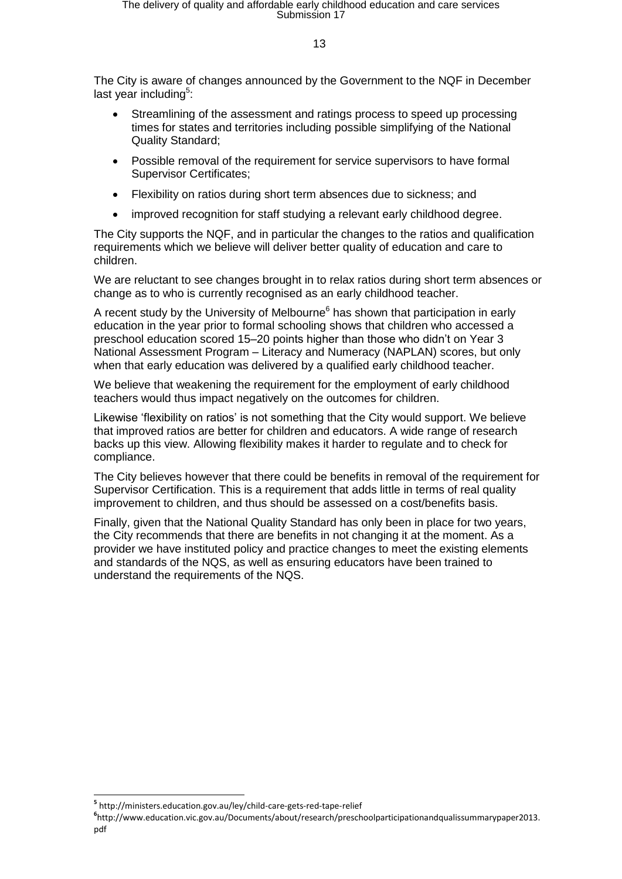The City is aware of changes announced by the Government to the NQF in December last year including[5]:

- Streamlining of the assessment and ratings process to speed up processing times for states and territories including possible simplifying of the National Quality Standard;
- Possible removal of the requirement for service supervisors to have formal Supervisor Certificates;
- Flexibility on ratios during short term absences due to sickness; and
- improved recognition for staff studying a relevant early childhood degree.

The City supports the NQF, and in particular the changes to the ratios and qualification requirements which we believe will deliver better quality of education and care to children.

We are reluctant to see changes brought in to relax ratios during short term absences or change as to who is currently recognised as an early childhood teacher.

A recent study by the University of Melbourne[6] has shown that participation in early education in the year prior to formal schooling shows that children who accessed a preschool education scored 15–20 points higher than those who didn't on Year 3 National Assessment Program – Literacy and Numeracy (NAPLAN) scores, but only when that early education was delivered by a qualified early childhood teacher.

We believe that weakening the requirement for the employment of early childhood teachers would thus impact negatively on the outcomes for children.

Likewise 'flexibility on ratios' is not something that the City would support. We believe that improved ratios are better for children and educators. A wide range of research backs up this view. Allowing flexibility makes it harder to regulate and to check for compliance.

The City believes however that there could be benefits in removal of the requirement for Supervisor Certification. This is a requirement that adds little in terms of real quality improvement to children, and thus should be assessed on a cost/benefits basis.

Finally, given that the National Quality Standard has only been in place for two years, the City recommends that there are benefits in not changing it at the moment. As a provider we have instituted policy and practice changes to meet the existing elements and standards of the NQS, as well as ensuring educators have been trained to understand the requirements of the NQS.

---

[5] http://ministers.education.gov.au/ley/child-care-gets-red-tape-relief

[6] http://www.education.vic.gov.au/Documents/about/research/preschoolparticipationandqualissummarypaper2013.pdf